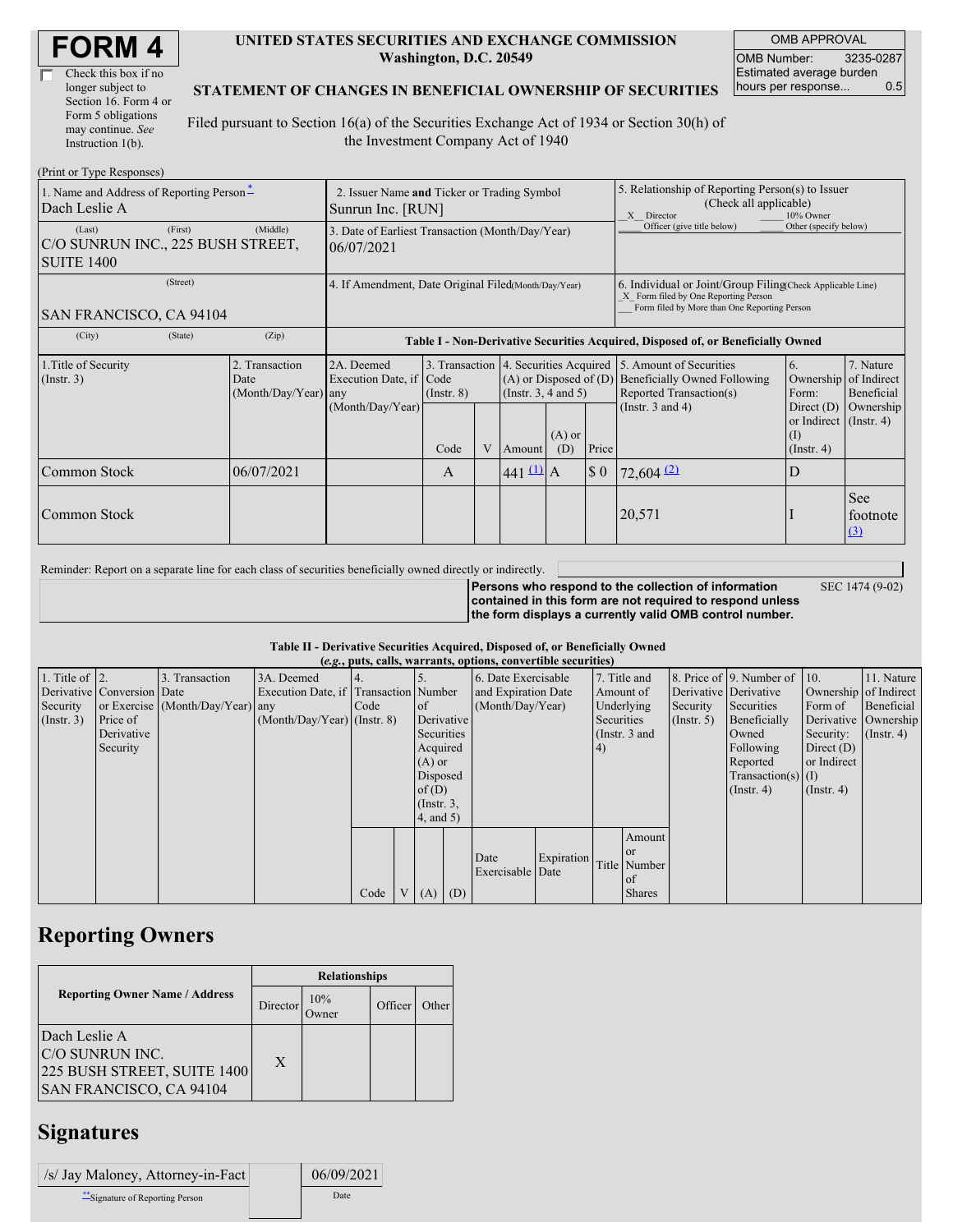# FORM 4

☐ Check this box if no longer subject to Section 16. Form 4 or Form 5 obligations may continue. *See* Instruction 1(b).

**UNITED STATES SECURITIES AND EXCHANGE COMMISSION**
**Washington, D.C. 20549**

**STATEMENT OF CHANGES IN BENEFICIAL OWNERSHIP OF SECURITIES**

Filed pursuant to Section 16(a) of the Securities Exchange Act of 1934 or Section 30(h) of the Investment Company Act of 1940

| OMB APPROVAL | |
|---|---|
| OMB Number: | 3235-0287 |
| Estimated average burden hours per response... | 0.5 |

(Print or Type Responses)

| 1. Name and Address of Reporting Person* | 2. Issuer Name **and** Ticker or Trading Symbol | 5. Relationship of Reporting Person(s) to Issuer (Check all applicable) |
|---|---|---|
| Dach Leslie A | Sunrun Inc. [RUN] | _X_ Director ___ 10% Owner ___ Officer (give title below) ___ Other (specify below) |
| (Last) (First) (Middle) C/O SUNRUN INC., 225 BUSH STREET, SUITE 1400 | 3. Date of Earliest Transaction (Month/Day/Year) 06/07/2021 | |
| (Street) SAN FRANCISCO, CA 94104 | 4. If Amendment, Date Original Filed (Month/Day/Year) | 6. Individual or Joint/Group Filing (Check Applicable Line) _X_ Form filed by One Reporting Person ___ Form filed by More than One Reporting Person |
| (City) (State) (Zip) | | |

**Table I - Non-Derivative Securities Acquired, Disposed of, or Beneficially Owned**

| 1.Title of Security (Instr. 3) | 2. Transaction Date (Month/Day/Year) | 2A. Deemed Execution Date, if any (Month/Day/Year) | 3. Transaction Code (Instr. 8) | | 4. Securities Acquired (A) or Disposed of (D) (Instr. 3, 4 and 5) | | | 5. Amount of Securities Beneficially Owned Following Reported Transaction(s) (Instr. 3 and 4) | 6. Ownership Form: Direct (D) or Indirect (I) (Instr. 4) | 7. Nature of Indirect Beneficial Ownership (Instr. 4) |
|---|---|---|---|---|---|---|---|---|---|---|
| | | | Code | V | Amount | (A) or (D) | Price | | | |
| Common Stock | 06/07/2021 | | A | | 441 (1) | A | $ 0 | 72,604 (2) | D | |
| Common Stock | | | | | | | | 20,571 | I | See footnote (3) |

Reminder: Report on a separate line for each class of securities beneficially owned directly or indirectly.

**Persons who respond to the collection of information contained in this form are not required to respond unless the form displays a currently valid OMB control number.** SEC 1474 (9-02)

**Table II - Derivative Securities Acquired, Disposed of, or Beneficially Owned**
***(e.g., puts, calls, warrants, options, convertible securities)***

| 1. Title of Derivative Security (Instr. 3) | 2. Conversion or Exercise Price of Derivative Security | 3. Transaction Date (Month/Day/Year) | 3A. Deemed Execution Date, if any (Month/Day/Year) | 4. Transaction Code (Instr. 8) | | 5. Number of Derivative Securities Acquired (A) or Disposed of (D) (Instr. 3, 4, and 5) | | 6. Date Exercisable and Expiration Date (Month/Day/Year) | | 7. Title and Amount of Underlying Securities (Instr. 3 and 4) | | 8. Price of Derivative Security (Instr. 5) | 9. Number of Derivative Securities Beneficially Owned Following Reported Transaction(s) (Instr. 4) | 10. Ownership Form of Derivative Security: Direct (D) or Indirect (I) (Instr. 4) | 11. Nature of Indirect Beneficial Ownership (Instr. 4) |
|---|---|---|---|---|---|---|---|---|---|---|---|---|---|---|---|
| | | | | Code | V | (A) | (D) | Date Exercisable | Expiration Date | Title | Amount or Number of Shares | | | | |

## Reporting Owners

| Reporting Owner Name / Address | Relationships | | | |
|---|---|---|---|---|
| | Director | 10% Owner | Officer | Other |
| Dach Leslie A C/O SUNRUN INC. 225 BUSH STREET, SUITE 1400 SAN FRANCISCO, CA 94104 | X | | | |

## Signatures

| /s/ Jay Maloney, Attorney-in-Fact | 06/09/2021 |
|---|---|
| **Signature of Reporting Person | Date |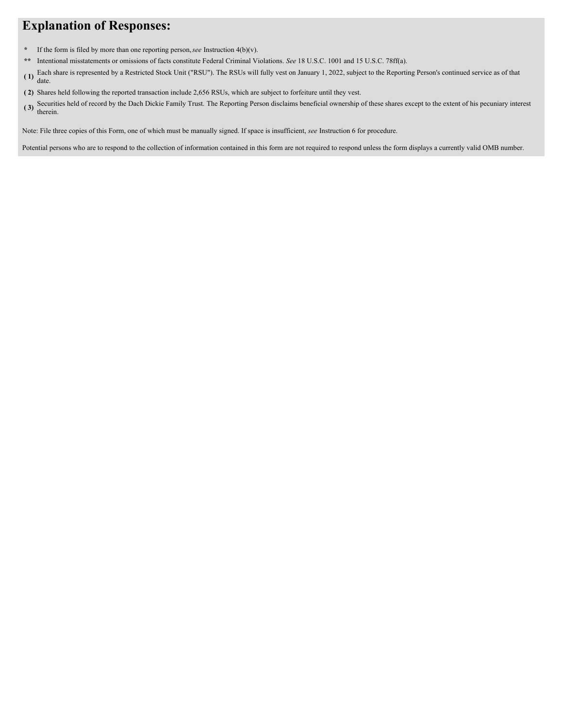## Explanation of Responses:

- \* If the form is filed by more than one reporting person, *see* Instruction 4(b)(v).
- \*\* Intentional misstatements or omissions of facts constitute Federal Criminal Violations. *See* 18 U.S.C. 1001 and 15 U.S.C. 78ff(a).
- **( 1)** Each share is represented by a Restricted Stock Unit ("RSU"). The RSUs will fully vest on January 1, 2022, subject to the Reporting Person's continued service as of that date.
- **( 2)** Shares held following the reported transaction include 2,656 RSUs, which are subject to forfeiture until they vest.
- **( 3)** Securities held of record by the Dach Dickie Family Trust. The Reporting Person disclaims beneficial ownership of these shares except to the extent of his pecuniary interest therein.

Note: File three copies of this Form, one of which must be manually signed. If space is insufficient, *see* Instruction 6 for procedure.

Potential persons who are to respond to the collection of information contained in this form are not required to respond unless the form displays a currently valid OMB number.